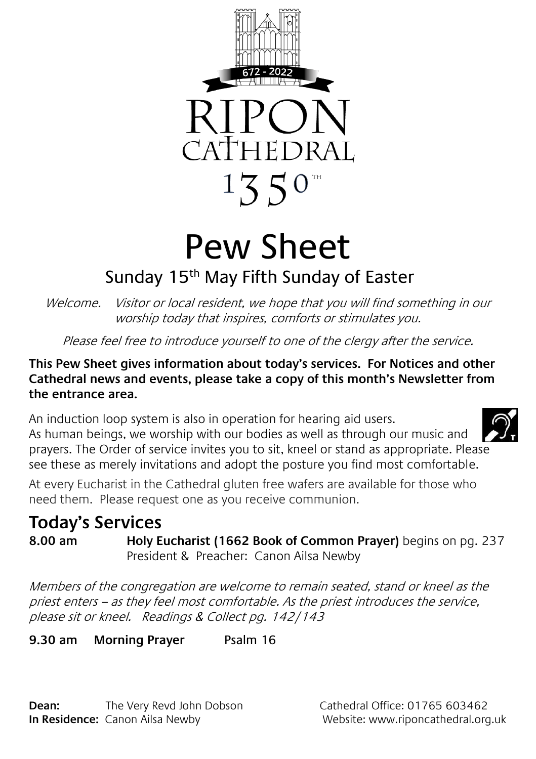672 - 2022

# RIPON CATHEDRAL 135$0^{TH}$

# Pew Sheet

## Sunday 15th May Fifth Sunday of Easter

*Welcome. Visitor or local resident, we hope that you will find something in our worship today that inspires, comforts or stimulates you.*

*Please feel free to introduce yourself to one of the clergy after the service.*

**This Pew Sheet gives information about today's services. For Notices and other Cathedral news and events, please take a copy of this month's Newsletter from the entrance area.**

An induction loop system is also in operation for hearing aid users.
As human beings, we worship with our bodies as well as through our music and prayers. The Order of service invites you to sit, kneel or stand as appropriate. Please see these as merely invitations and adopt the posture you find most comfortable.

At every Eucharist in the Cathedral gluten free wafers are available for those who need them. Please request one as you receive communion.

## Today's Services

**8.00 am** **Holy Eucharist (1662 Book of Common Prayer)** begins on pg. 237
President & Preacher: Canon Ailsa Newby

*Members of the congregation are welcome to remain seated, stand or kneel as the priest enters – as they feel most comfortable. As the priest introduces the service, please sit or kneel. Readings & Collect pg. 142/143*

**9.30 am** **Morning Prayer** Psalm 16

**Dean:** The Very Revd John Dobson
**In Residence:** Canon Ailsa Newby

Cathedral Office: 01765 603462
Website: www.riponcathedral.org.uk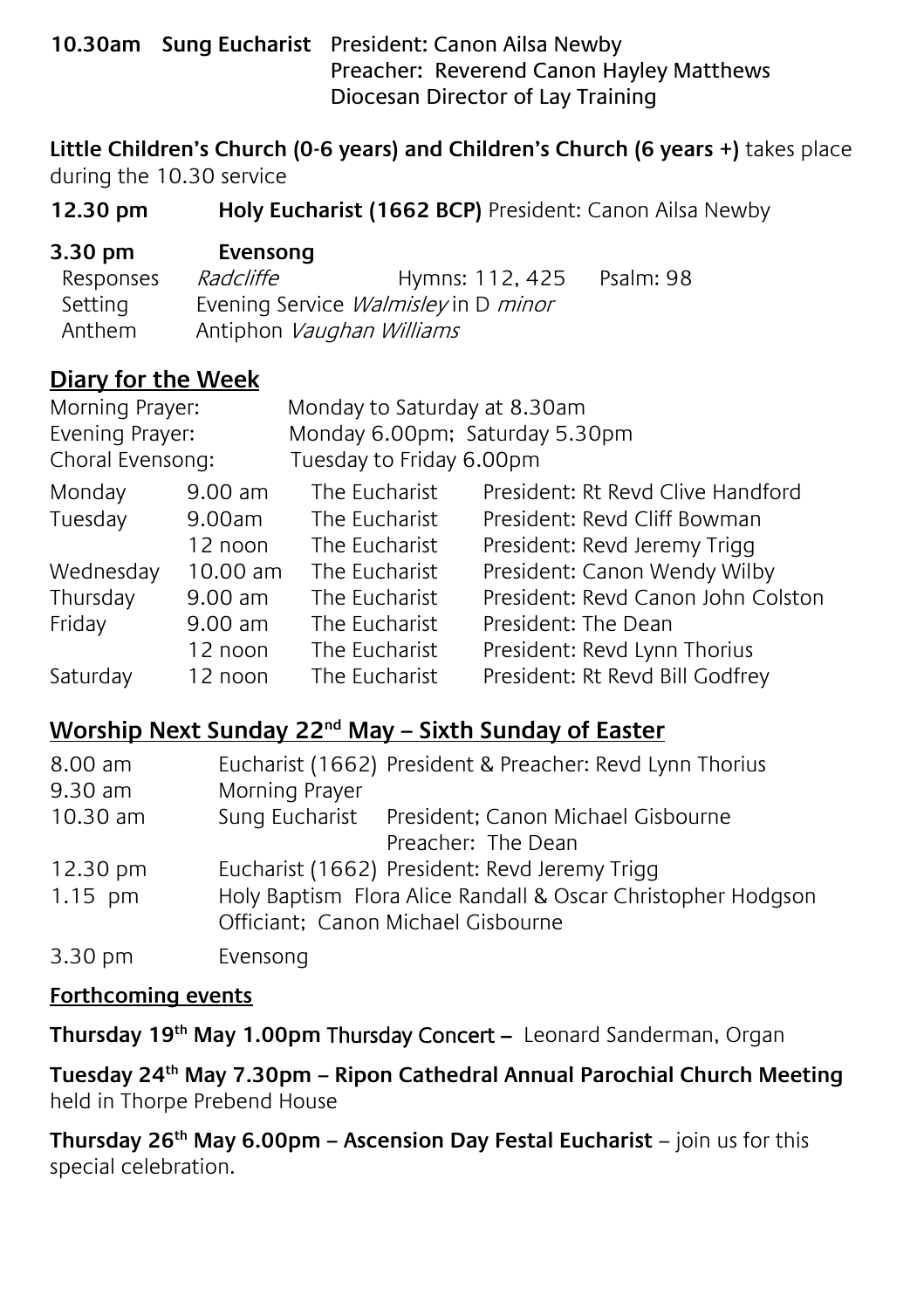**10.30am Sung Eucharist** President: Canon Ailsa Newby
Preacher: Reverend Canon Hayley Matthews
Diocesan Director of Lay Training

**Little Children's Church (0-6 years) and Children's Church (6 years +)** takes place during the 10.30 service

**12.30 pm** **Holy Eucharist (1662 BCP)** President: Canon Ailsa Newby

**3.30 pm** **Evensong**

| | | | |
|---|---|---|---|
| Responses | *Radcliffe* | Hymns: 112, 425 | Psalm: 98 |
| Setting | Evening Service *Walmisley* in D *minor* | | |
| Anthem | Antiphon *Vaughan Williams* | | |

## Diary for the Week

Morning Prayer: Monday to Saturday at 8.30am
Evening Prayer: Monday 6.00pm; Saturday 5.30pm
Choral Evensong: Tuesday to Friday 6.00pm

| | | | |
|---|---|---|---|
| Monday | 9.00 am | The Eucharist | President: Rt Revd Clive Handford |
| Tuesday | 9.00am | The Eucharist | President: Revd Cliff Bowman |
| | 12 noon | The Eucharist | President: Revd Jeremy Trigg |
| Wednesday | 10.00 am | The Eucharist | President: Canon Wendy Wilby |
| Thursday | 9.00 am | The Eucharist | President: Revd Canon John Colston |
| Friday | 9.00 am | The Eucharist | President: The Dean |
| | 12 noon | The Eucharist | President: Revd Lynn Thorius |
| Saturday | 12 noon | The Eucharist | President: Rt Revd Bill Godfrey |

## Worship Next Sunday 22nd May – Sixth Sunday of Easter

| | | |
|---|---|---|
| 8.00 am | Eucharist (1662) | President & Preacher: Revd Lynn Thorius |
| 9.30 am | Morning Prayer | |
| 10.30 am | Sung Eucharist | President; Canon Michael Gisbourne<br>Preacher: The Dean |
| 12.30 pm | Eucharist (1662) | President: Revd Jeremy Trigg |
| 1.15 pm | Holy Baptism | Flora Alice Randall & Oscar Christopher Hodgson<br>Officiant; Canon Michael Gisbourne |
| 3.30 pm | Evensong | |

## Forthcoming events

**Thursday 19th May 1.00pm** Thursday Concert – Leonard Sanderman, Organ

**Tuesday 24th May 7.30pm – Ripon Cathedral Annual Parochial Church Meeting** held in Thorpe Prebend House

**Thursday 26th May 6.00pm – Ascension Day Festal Eucharist** – join us for this special celebration.